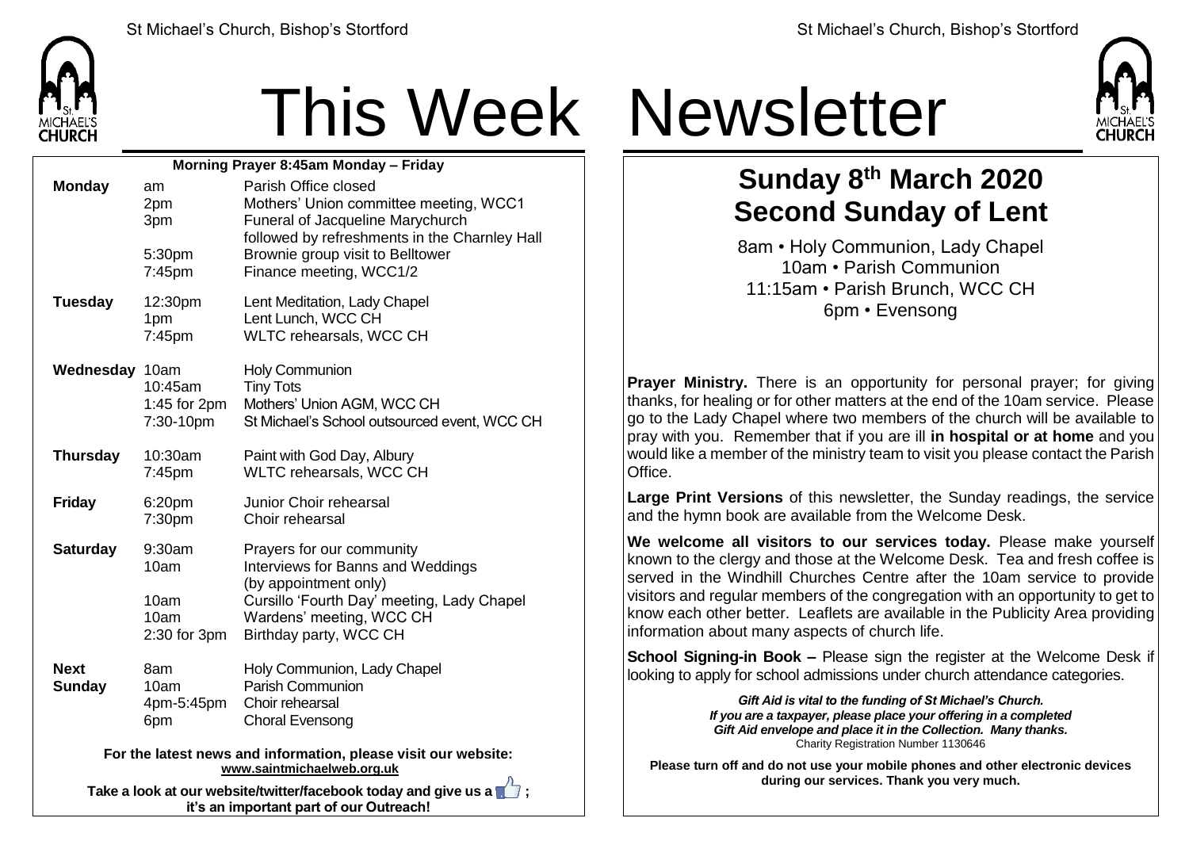# This Week Newsletter

## Morning Prayer 8:45am Monday – Friday

| | | |
|---|---|---|
| **Monday** | am | Parish Office closed |
| | 2pm | Mothers' Union committee meeting, WCC1 |
| | 3pm | Funeral of Jacqueline Marychurch followed by refreshments in the Charnley Hall |
| | 5:30pm | Brownie group visit to Belltower |
| | 7:45pm | Finance meeting, WCC1/2 |
| **Tuesday** | 12:30pm | Lent Meditation, Lady Chapel |
| | 1pm | Lent Lunch, WCC CH |
| | 7:45pm | WLTC rehearsals, WCC CH |
| **Wednesday** | 10am | Holy Communion |
| | 10:45am | Tiny Tots |
| | 1:45 for 2pm | Mothers' Union AGM, WCC CH |
| | 7:30-10pm | St Michael's School outsourced event, WCC CH |
| **Thursday** | 10:30am | Paint with God Day, Albury |
| | 7:45pm | WLTC rehearsals, WCC CH |
| **Friday** | 6:20pm | Junior Choir rehearsal |
| | 7:30pm | Choir rehearsal |
| **Saturday** | 9:30am | Prayers for our community |
| | 10am | Interviews for Banns and Weddings (by appointment only) |
| | 10am | Cursillo 'Fourth Day' meeting, Lady Chapel |
| | 10am | Wardens' meeting, WCC CH |
| | 2:30 for 3pm | Birthday party, WCC CH |
| **Next Sunday** | 8am | Holy Communion, Lady Chapel |
| | 10am | Parish Communion |
| | 4pm-5:45pm | Choir rehearsal |
| | 6pm | Choral Evensong |

**For the latest news and information, please visit our website: www.saintmichaelweb.org.uk**

**Take a look at our website/twitter/facebook today and give us a 👍; it's an important part of our Outreach!**

## Sunday 8th March 2020
## Second Sunday of Lent

8am • Holy Communion, Lady Chapel
10am • Parish Communion
11:15am • Parish Brunch, WCC CH
6pm • Evensong

**Prayer Ministry.** There is an opportunity for personal prayer; for giving thanks, for healing or for other matters at the end of the 10am service. Please go to the Lady Chapel where two members of the church will be available to pray with you. Remember that if you are ill **in hospital or at home** and you would like a member of the ministry team to visit you please contact the Parish Office.

**Large Print Versions** of this newsletter, the Sunday readings, the service and the hymn book are available from the Welcome Desk.

**We welcome all visitors to our services today.** Please make yourself known to the clergy and those at the Welcome Desk. Tea and fresh coffee is served in the Windhill Churches Centre after the 10am service to provide visitors and regular members of the congregation with an opportunity to get to know each other better. Leaflets are available in the Publicity Area providing information about many aspects of church life.

**School Signing-in Book –** Please sign the register at the Welcome Desk if looking to apply for school admissions under church attendance categories.

***Gift Aid is vital to the funding of St Michael's Church. If you are a taxpayer, please place your offering in a completed Gift Aid envelope and place it in the Collection. Many thanks.***
Charity Registration Number 1130646

**Please turn off and do not use your mobile phones and other electronic devices during our services. Thank you very much.**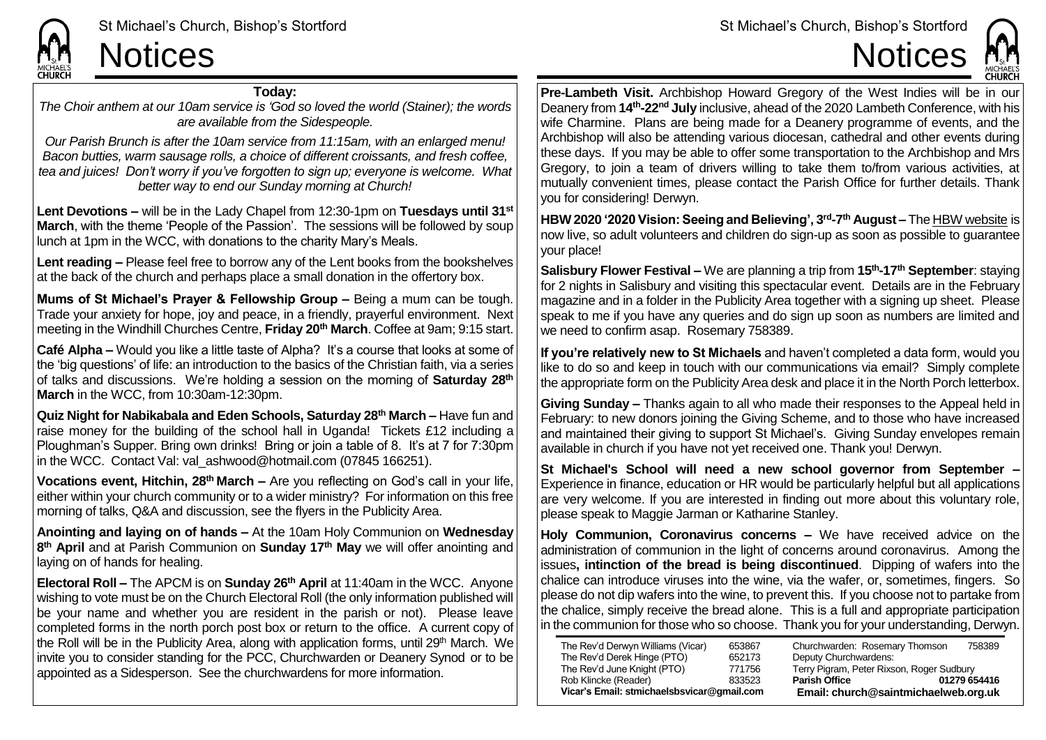# Notices

**Today:**

*The Choir anthem at our 10am service is 'God so loved the world (Stainer); the words are available from the Sidespeople.*

*Our Parish Brunch is after the 10am service from 11:15am, with an enlarged menu! Bacon butties, warm sausage rolls, a choice of different croissants, and fresh coffee, tea and juices! Don't worry if you've forgotten to sign up; everyone is welcome. What better way to end our Sunday morning at Church!*

**Lent Devotions –** will be in the Lady Chapel from 12:30-1pm on **Tuesdays until 31st March**, with the theme 'People of the Passion'. The sessions will be followed by soup lunch at 1pm in the WCC, with donations to the charity Mary's Meals.

**Lent reading –** Please feel free to borrow any of the Lent books from the bookshelves at the back of the church and perhaps place a small donation in the offertory box.

**Mums of St Michael's Prayer & Fellowship Group –** Being a mum can be tough. Trade your anxiety for hope, joy and peace, in a friendly, prayerful environment. Next meeting in the Windhill Churches Centre, **Friday 20th March**. Coffee at 9am; 9:15 start.

**Café Alpha –** Would you like a little taste of Alpha? It's a course that looks at some of the 'big questions' of life: an introduction to the basics of the Christian faith, via a series of talks and discussions. We're holding a session on the morning of **Saturday 28th March** in the WCC, from 10:30am-12:30pm.

**Quiz Night for Nabikabala and Eden Schools, Saturday 28th March –** Have fun and raise money for the building of the school hall in Uganda! Tickets £12 including a Ploughman's Supper. Bring own drinks! Bring or join a table of 8. It's at 7 for 7:30pm in the WCC. Contact Val: val_ashwood@hotmail.com (07845 166251).

**Vocations event, Hitchin, 28th March –** Are you reflecting on God's call in your life, either within your church community or to a wider ministry? For information on this free morning of talks, Q&A and discussion, see the flyers in the Publicity Area.

**Anointing and laying on of hands –** At the 10am Holy Communion on **Wednesday 8th April** and at Parish Communion on **Sunday 17th May** we will offer anointing and laying on of hands for healing.

**Electoral Roll –** The APCM is on **Sunday 26th April** at 11:40am in the WCC. Anyone wishing to vote must be on the Church Electoral Roll (the only information published will be your name and whether you are resident in the parish or not). Please leave completed forms in the north porch post box or return to the office. A current copy of the Roll will be in the Publicity Area, along with application forms, until 29th March. We invite you to consider standing for the PCC, Churchwarden or Deanery Synod or to be appointed as a Sidesperson. See the churchwardens for more information.

**Pre-Lambeth Visit.** Archbishop Howard Gregory of the West Indies will be in our Deanery from **14th-22nd July** inclusive, ahead of the 2020 Lambeth Conference, with his wife Charmine. Plans are being made for a Deanery programme of events, and the Archbishop will also be attending various diocesan, cathedral and other events during these days. If you may be able to offer some transportation to the Archbishop and Mrs Gregory, to join a team of drivers willing to take them to/from various activities, at mutually convenient times, please contact the Parish Office for further details. Thank you for considering! Derwyn.

**HBW 2020 '2020 Vision: Seeing and Believing', 3rd-7th August –** The HBW website is now live, so adult volunteers and children do sign-up as soon as possible to guarantee your place!

**Salisbury Flower Festival –** We are planning a trip from **15th-17th September**: staying for 2 nights in Salisbury and visiting this spectacular event. Details are in the February magazine and in a folder in the Publicity Area together with a signing up sheet. Please speak to me if you have any queries and do sign up soon as numbers are limited and we need to confirm asap. Rosemary 758389.

**If you're relatively new to St Michaels** and haven't completed a data form, would you like to do so and keep in touch with our communications via email? Simply complete the appropriate form on the Publicity Area desk and place it in the North Porch letterbox.

**Giving Sunday –** Thanks again to all who made their responses to the Appeal held in February: to new donors joining the Giving Scheme, and to those who have increased and maintained their giving to support St Michael's. Giving Sunday envelopes remain available in church if you have not yet received one. Thank you! Derwyn.

**St Michael's School will need a new school governor from September –** Experience in finance, education or HR would be particularly helpful but all applications are very welcome. If you are interested in finding out more about this voluntary role, please speak to Maggie Jarman or Katharine Stanley.

**Holy Communion, Coronavirus concerns –** We have received advice on the administration of communion in the light of concerns around coronavirus. Among the issues**, intinction of the bread is being discontinued**. Dipping of wafers into the chalice can introduce viruses into the wine, via the wafer, or, sometimes, fingers. So please do not dip wafers into the wine, to prevent this. If you choose not to partake from the chalice, simply receive the bread alone. This is a full and appropriate participation in the communion for those who so choose. Thank you for your understanding, Derwyn.

| | | | |
|---|---|---|---|
| The Rev'd Derwyn Williams (Vicar) | 653867 | Churchwarden: Rosemary Thomson | 758389 |
| The Rev'd Derek Hinge (PTO) | 652173 | Deputy Churchwardens: | |
| The Rev'd June Knight (PTO) | 771756 | Terry Pigram, Peter Rixson, Roger Sudbury | |
| Rob Klincke (Reader) | 833523 | **Parish Office** | **01279 654416** |
| **Vicar's Email: stmichaelsbsvicar@gmail.com** | | **Email: church@saintmichaelweb.org.uk** | |